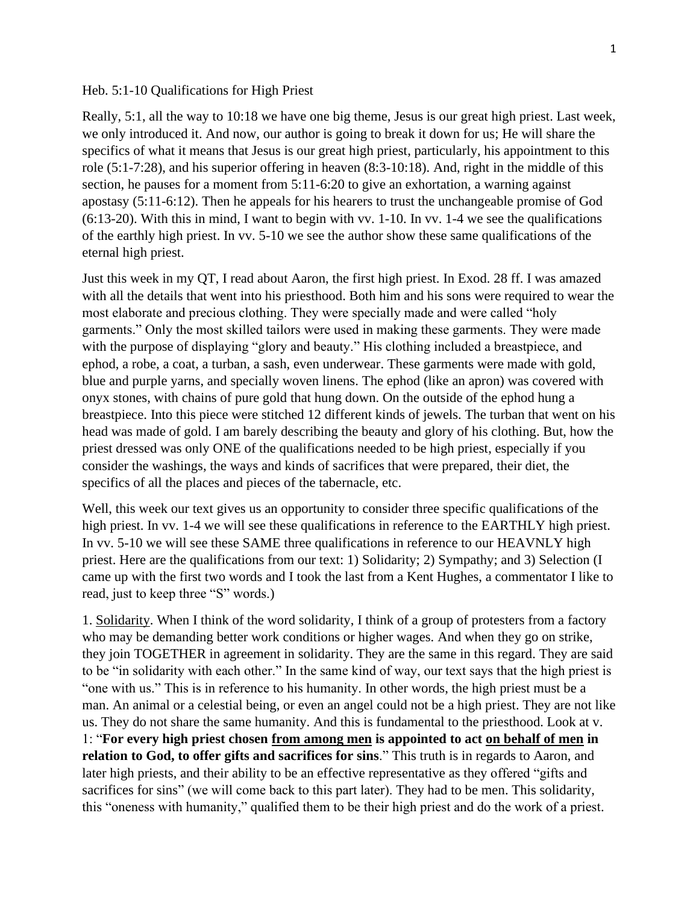Heb. 5:1-10 Qualifications for High Priest

Really, 5:1, all the way to 10:18 we have one big theme, Jesus is our great high priest. Last week, we only introduced it. And now, our author is going to break it down for us; He will share the specifics of what it means that Jesus is our great high priest, particularly, his appointment to this role (5:1-7:28), and his superior offering in heaven (8:3-10:18). And, right in the middle of this section, he pauses for a moment from 5:11-6:20 to give an exhortation, a warning against apostasy (5:11-6:12). Then he appeals for his hearers to trust the unchangeable promise of God (6:13-20). With this in mind, I want to begin with vv. 1-10. In vv. 1-4 we see the qualifications of the earthly high priest. In vv. 5-10 we see the author show these same qualifications of the eternal high priest.

Just this week in my QT, I read about Aaron, the first high priest. In Exod. 28 ff. I was amazed with all the details that went into his priesthood. Both him and his sons were required to wear the most elaborate and precious clothing. They were specially made and were called "holy garments." Only the most skilled tailors were used in making these garments. They were made with the purpose of displaying "glory and beauty." His clothing included a breastpiece, and ephod, a robe, a coat, a turban, a sash, even underwear. These garments were made with gold, blue and purple yarns, and specially woven linens. The ephod (like an apron) was covered with onyx stones, with chains of pure gold that hung down. On the outside of the ephod hung a breastpiece. Into this piece were stitched 12 different kinds of jewels. The turban that went on his head was made of gold. I am barely describing the beauty and glory of his clothing. But, how the priest dressed was only ONE of the qualifications needed to be high priest, especially if you consider the washings, the ways and kinds of sacrifices that were prepared, their diet, the specifics of all the places and pieces of the tabernacle, etc.

Well, this week our text gives us an opportunity to consider three specific qualifications of the high priest. In vv. 1-4 we will see these qualifications in reference to the EARTHLY high priest. In vv. 5-10 we will see these SAME three qualifications in reference to our HEAVNLY high priest. Here are the qualifications from our text: 1) Solidarity; 2) Sympathy; and 3) Selection (I came up with the first two words and I took the last from a Kent Hughes, a commentator I like to read, just to keep three "S" words.)

1. <u>Solidarity</u>. When I think of the word solidarity, I think of a group of protesters from a factory who may be demanding better work conditions or higher wages. And when they go on strike, they join TOGETHER in agreement in solidarity. They are the same in this regard. They are said to be "in solidarity with each other." In the same kind of way, our text says that the high priest is "one with us." This is in reference to his humanity. In other words, the high priest must be a man. An animal or a celestial being, or even an angel could not be a high priest. They are not like us. They do not share the same humanity. And this is fundamental to the priesthood. Look at v. 1: "**For every high priest chosen <u>from among men</u> is appointed to act <u>on behalf of men</u> in relation to God, to offer gifts and sacrifices for sins**." This truth is in regards to Aaron, and later high priests, and their ability to be an effective representative as they offered "gifts and sacrifices for sins" (we will come back to this part later). They had to be men. This solidarity, this "oneness with humanity," qualified them to be their high priest and do the work of a priest.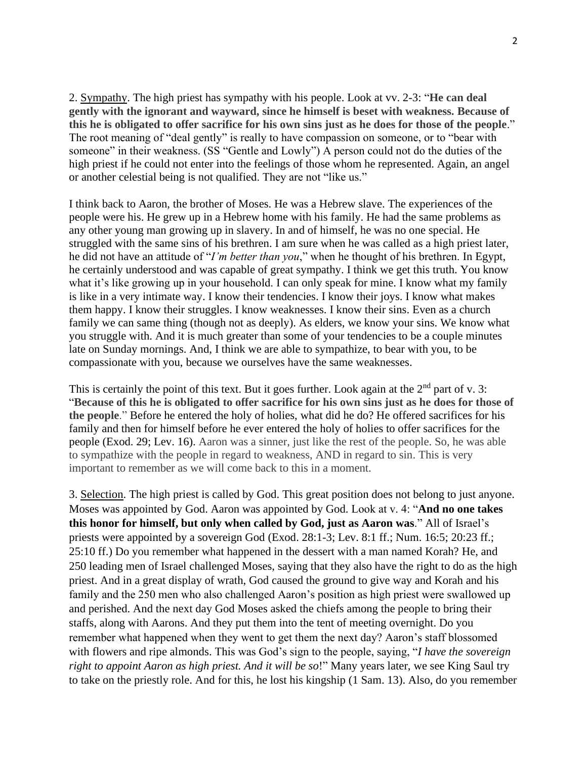2. Sympathy. The high priest has sympathy with his people. Look at vv. 2-3: "**He can deal gently with the ignorant and wayward, since he himself is beset with weakness. Because of this he is obligated to offer sacrifice for his own sins just as he does for those of the people**." The root meaning of "deal gently" is really to have compassion on someone, or to "bear with someone" in their weakness. (SS "Gentle and Lowly") A person could not do the duties of the high priest if he could not enter into the feelings of those whom he represented. Again, an angel or another celestial being is not qualified. They are not "like us."

I think back to Aaron, the brother of Moses. He was a Hebrew slave. The experiences of the people were his. He grew up in a Hebrew home with his family. He had the same problems as any other young man growing up in slavery. In and of himself, he was no one special. He struggled with the same sins of his brethren. I am sure when he was called as a high priest later, he did not have an attitude of "*I'm better than you*," when he thought of his brethren. In Egypt, he certainly understood and was capable of great sympathy. I think we get this truth. You know what it's like growing up in your household. I can only speak for mine. I know what my family is like in a very intimate way. I know their tendencies. I know their joys. I know what makes them happy. I know their struggles. I know weaknesses. I know their sins. Even as a church family we can same thing (though not as deeply). As elders, we know your sins. We know what you struggle with. And it is much greater than some of your tendencies to be a couple minutes late on Sunday mornings. And, I think we are able to sympathize, to bear with you, to be compassionate with you, because we ourselves have the same weaknesses.

This is certainly the point of this text. But it goes further. Look again at the 2nd part of v. 3: "**Because of this he is obligated to offer sacrifice for his own sins just as he does for those of the people**." Before he entered the holy of holies, what did he do? He offered sacrifices for his family and then for himself before he ever entered the holy of holies to offer sacrifices for the people (Exod. 29; Lev. 16). Aaron was a sinner, just like the rest of the people. So, he was able to sympathize with the people in regard to weakness, AND in regard to sin. This is very important to remember as we will come back to this in a moment.

3. Selection. The high priest is called by God. This great position does not belong to just anyone. Moses was appointed by God. Aaron was appointed by God. Look at v. 4: "**And no one takes this honor for himself, but only when called by God, just as Aaron was**." All of Israel's priests were appointed by a sovereign God (Exod. 28:1-3; Lev. 8:1 ff.; Num. 16:5; 20:23 ff.; 25:10 ff.) Do you remember what happened in the dessert with a man named Korah? He, and 250 leading men of Israel challenged Moses, saying that they also have the right to do as the high priest. And in a great display of wrath, God caused the ground to give way and Korah and his family and the 250 men who also challenged Aaron's position as high priest were swallowed up and perished. And the next day God Moses asked the chiefs among the people to bring their staffs, along with Aarons. And they put them into the tent of meeting overnight. Do you remember what happened when they went to get them the next day? Aaron's staff blossomed with flowers and ripe almonds. This was God's sign to the people, saying, "*I have the sovereign right to appoint Aaron as high priest. And it will be so*!" Many years later, we see King Saul try to take on the priestly role. And for this, he lost his kingship (1 Sam. 13). Also, do you remember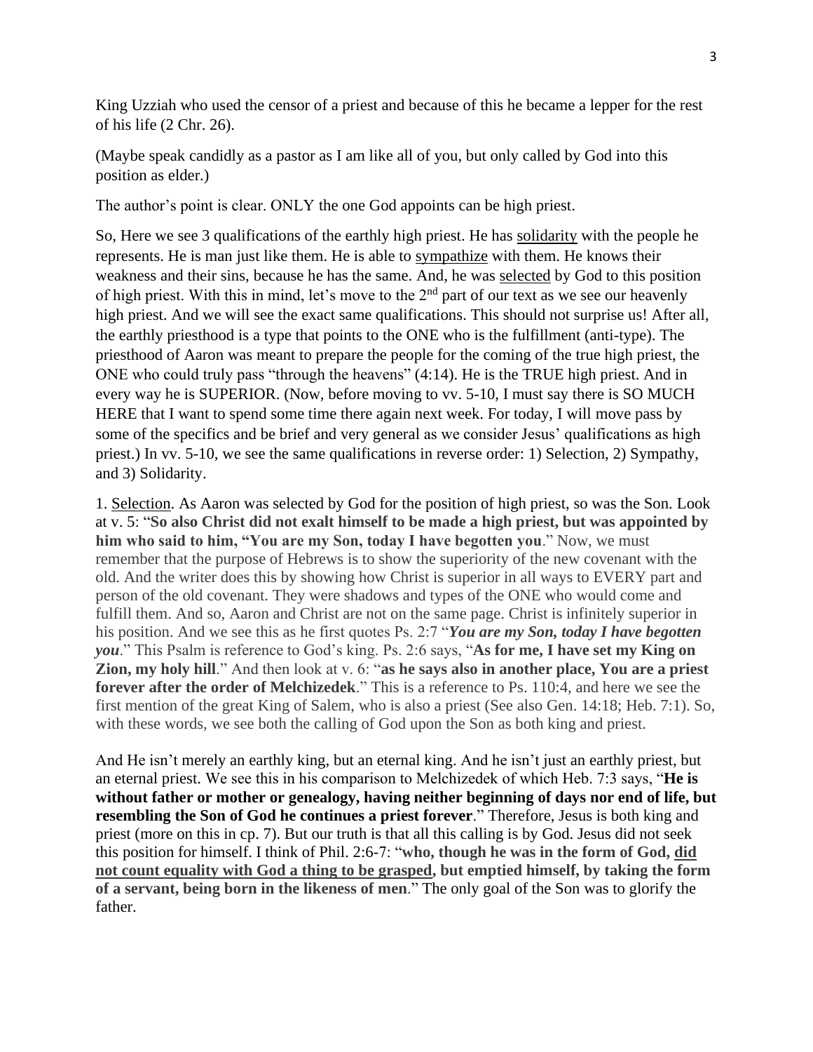King Uzziah who used the censor of a priest and because of this he became a lepper for the rest of his life (2 Chr. 26).

(Maybe speak candidly as a pastor as I am like all of you, but only called by God into this position as elder.)

The author's point is clear. ONLY the one God appoints can be high priest.

So, Here we see 3 qualifications of the earthly high priest. He has <u>solidarity</u> with the people he represents. He is man just like them. He is able to <u>sympathize</u> with them. He knows their weakness and their sins, because he has the same. And, he was <u>selected</u> by God to this position of high priest. With this in mind, let's move to the 2nd part of our text as we see our heavenly high priest. And we will see the exact same qualifications. This should not surprise us! After all, the earthly priesthood is a type that points to the ONE who is the fulfillment (anti-type). The priesthood of Aaron was meant to prepare the people for the coming of the true high priest, the ONE who could truly pass "through the heavens" (4:14). He is the TRUE high priest. And in every way he is SUPERIOR. (Now, before moving to vv. 5-10, I must say there is SO MUCH HERE that I want to spend some time there again next week. For today, I will move pass by some of the specifics and be brief and very general as we consider Jesus' qualifications as high priest.) In vv. 5-10, we see the same qualifications in reverse order: 1) Selection, 2) Sympathy, and 3) Solidarity.

1. <u>Selection</u>. As Aaron was selected by God for the position of high priest, so was the Son. Look at v. 5: "**So also Christ did not exalt himself to be made a high priest, but was appointed by him who said to him, "You are my Son, today I have begotten you**." Now, we must remember that the purpose of Hebrews is to show the superiority of the new covenant with the old. And the writer does this by showing how Christ is superior in all ways to EVERY part and person of the old covenant. They were shadows and types of the ONE who would come and fulfill them. And so, Aaron and Christ are not on the same page. Christ is infinitely superior in his position. And we see this as he first quotes Ps. 2:7 "***You are my Son, today I have begotten you***." This Psalm is reference to God's king. Ps. 2:6 says, "**As for me, I have set my King on Zion, my holy hill**." And then look at v. 6: "**as he says also in another place, You are a priest forever after the order of Melchizedek**." This is a reference to Ps. 110:4, and here we see the first mention of the great King of Salem, who is also a priest (See also Gen. 14:18; Heb. 7:1). So, with these words, we see both the calling of God upon the Son as both king and priest.

And He isn't merely an earthly king, but an eternal king. And he isn't just an earthly priest, but an eternal priest. We see this in his comparison to Melchizedek of which Heb. 7:3 says, "**He is without father or mother or genealogy, having neither beginning of days nor end of life, but resembling the Son of God he continues a priest forever**." Therefore, Jesus is both king and priest (more on this in cp. 7). But our truth is that all this calling is by God. Jesus did not seek this position for himself. I think of Phil. 2:6-7: "**who, though he was in the form of God, <u>did not count equality with God a thing to be grasped</u>, but emptied himself, by taking the form of a servant, being born in the likeness of men**." The only goal of the Son was to glorify the father.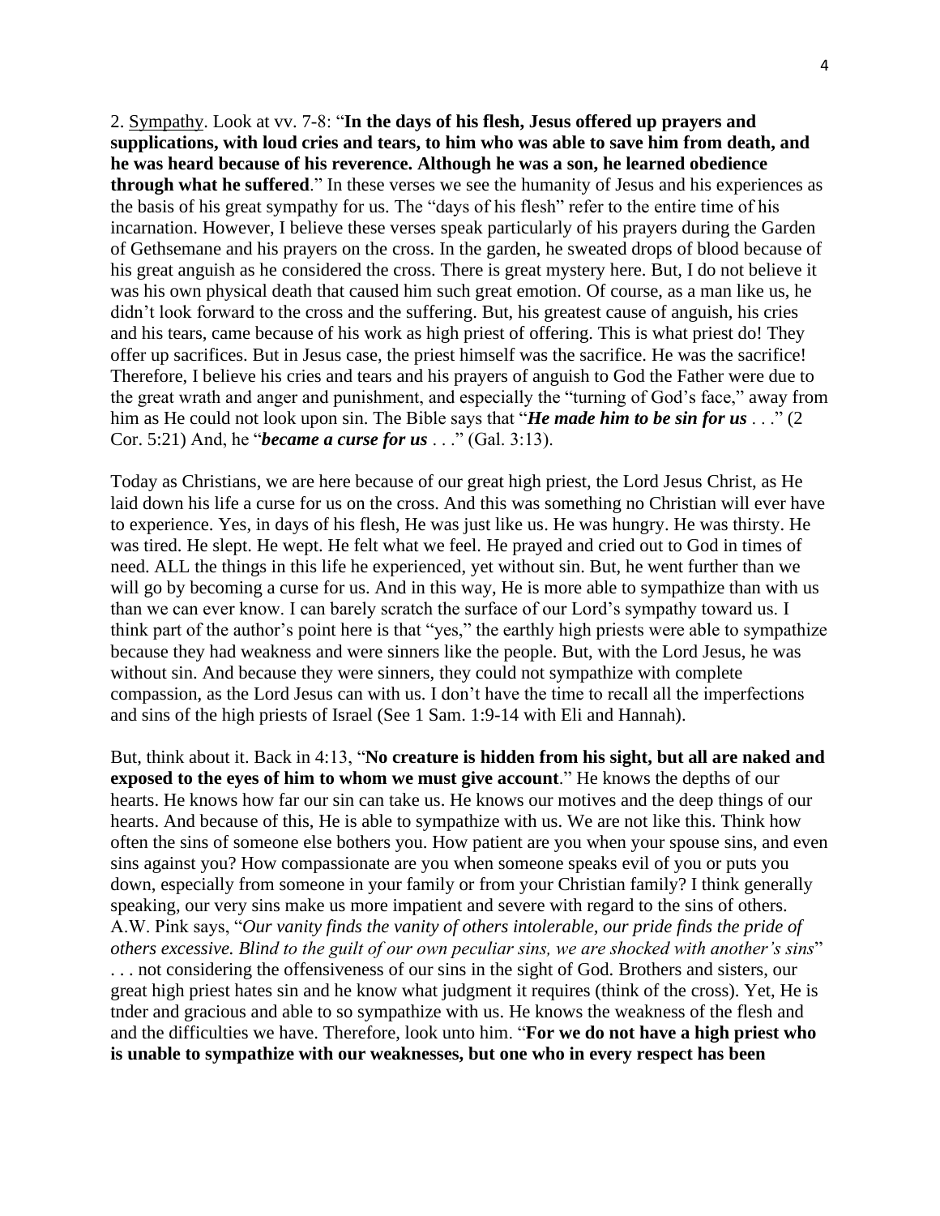2. Sympathy. Look at vv. 7-8: "**In the days of his flesh, Jesus offered up prayers and supplications, with loud cries and tears, to him who was able to save him from death, and he was heard because of his reverence. Although he was a son, he learned obedience through what he suffered**." In these verses we see the humanity of Jesus and his experiences as the basis of his great sympathy for us. The "days of his flesh" refer to the entire time of his incarnation. However, I believe these verses speak particularly of his prayers during the Garden of Gethsemane and his prayers on the cross. In the garden, he sweated drops of blood because of his great anguish as he considered the cross. There is great mystery here. But, I do not believe it was his own physical death that caused him such great emotion. Of course, as a man like us, he didn't look forward to the cross and the suffering. But, his greatest cause of anguish, his cries and his tears, came because of his work as high priest of offering. This is what priest do! They offer up sacrifices. But in Jesus case, the priest himself was the sacrifice. He was the sacrifice! Therefore, I believe his cries and tears and his prayers of anguish to God the Father were due to the great wrath and anger and punishment, and especially the "turning of God's face," away from him as He could not look upon sin. The Bible says that "***He made him to be sin for us*** . . ." (2 Cor. 5:21) And, he "***became a curse for us*** . . ." (Gal. 3:13).

Today as Christians, we are here because of our great high priest, the Lord Jesus Christ, as He laid down his life a curse for us on the cross. And this was something no Christian will ever have to experience. Yes, in days of his flesh, He was just like us. He was hungry. He was thirsty. He was tired. He slept. He wept. He felt what we feel. He prayed and cried out to God in times of need. ALL the things in this life he experienced, yet without sin. But, he went further than we will go by becoming a curse for us. And in this way, He is more able to sympathize than with us than we can ever know. I can barely scratch the surface of our Lord's sympathy toward us. I think part of the author's point here is that "yes," the earthly high priests were able to sympathize because they had weakness and were sinners like the people. But, with the Lord Jesus, he was without sin. And because they were sinners, they could not sympathize with complete compassion, as the Lord Jesus can with us. I don't have the time to recall all the imperfections and sins of the high priests of Israel (See 1 Sam. 1:9-14 with Eli and Hannah).

But, think about it. Back in 4:13, "**No creature is hidden from his sight, but all are naked and exposed to the eyes of him to whom we must give account**." He knows the depths of our hearts. He knows how far our sin can take us. He knows our motives and the deep things of our hearts. And because of this, He is able to sympathize with us. We are not like this. Think how often the sins of someone else bothers you. How patient are you when your spouse sins, and even sins against you? How compassionate are you when someone speaks evil of you or puts you down, especially from someone in your family or from your Christian family? I think generally speaking, our very sins make us more impatient and severe with regard to the sins of others. A.W. Pink says, "*Our vanity finds the vanity of others intolerable, our pride finds the pride of others excessive. Blind to the guilt of our own peculiar sins, we are shocked with another's sins*" . . . not considering the offensiveness of our sins in the sight of God. Brothers and sisters, our great high priest hates sin and he know what judgment it requires (think of the cross). Yet, He is tnder and gracious and able to so sympathize with us. He knows the weakness of the flesh and and the difficulties we have. Therefore, look unto him. "**For we do not have a high priest who is unable to sympathize with our weaknesses, but one who in every respect has been**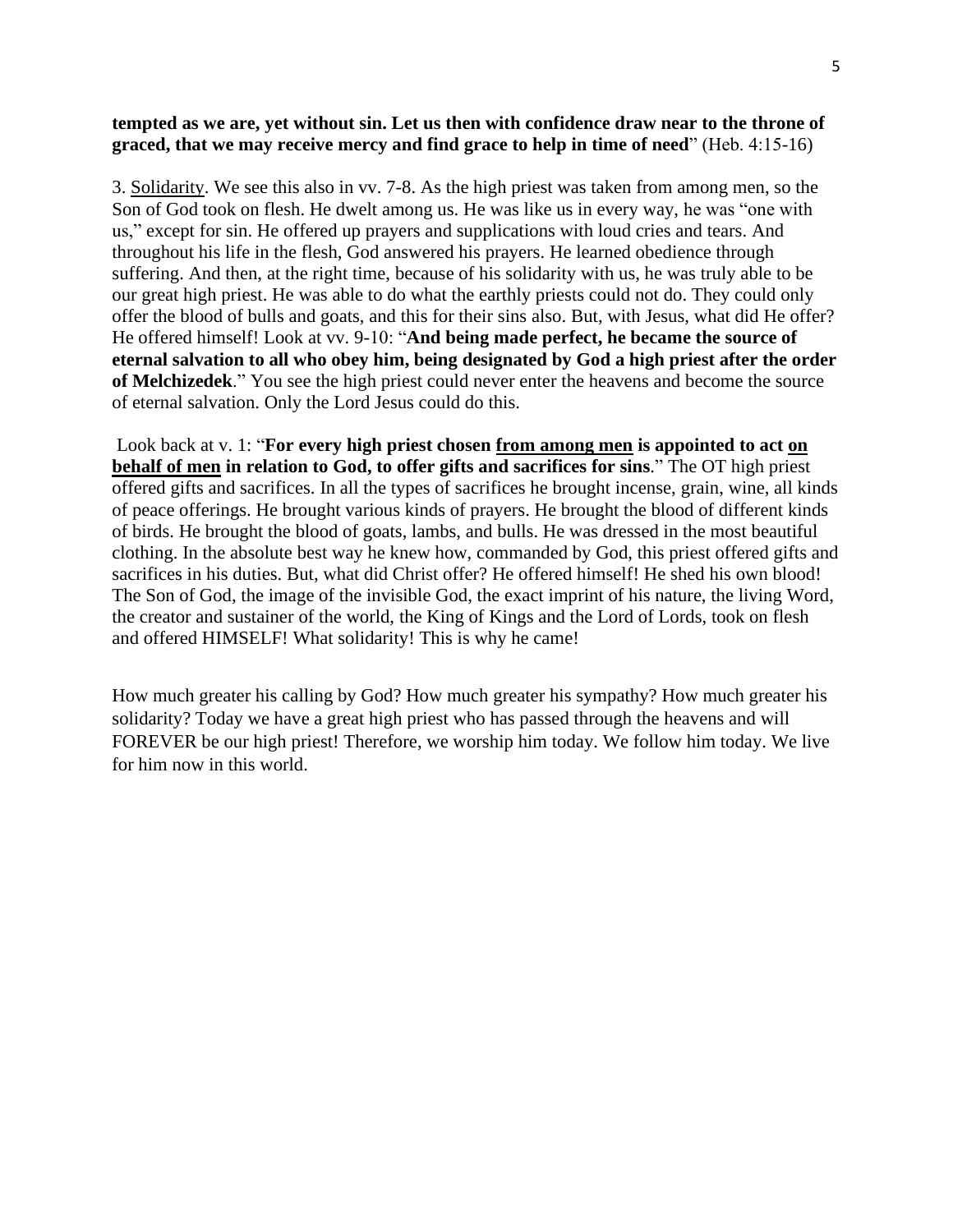**tempted as we are, yet without sin. Let us then with confidence draw near to the throne of graced, that we may receive mercy and find grace to help in time of need**" (Heb. 4:15-16)

3. <u>Solidarity</u>. We see this also in vv. 7-8. As the high priest was taken from among men, so the Son of God took on flesh. He dwelt among us. He was like us in every way, he was "one with us," except for sin. He offered up prayers and supplications with loud cries and tears. And throughout his life in the flesh, God answered his prayers. He learned obedience through suffering. And then, at the right time, because of his solidarity with us, he was truly able to be our great high priest. He was able to do what the earthly priests could not do. They could only offer the blood of bulls and goats, and this for their sins also. But, with Jesus, what did He offer? He offered himself! Look at vv. 9-10: "**And being made perfect, he became the source of eternal salvation to all who obey him, being designated by God a high priest after the order of Melchizedek**." You see the high priest could never enter the heavens and become the source of eternal salvation. Only the Lord Jesus could do this.

Look back at v. 1: "**For every high priest chosen <u>from among men</u> is appointed to act <u>on behalf of men</u> in relation to God, to offer gifts and sacrifices for sins**." The OT high priest offered gifts and sacrifices. In all the types of sacrifices he brought incense, grain, wine, all kinds of peace offerings. He brought various kinds of prayers. He brought the blood of different kinds of birds. He brought the blood of goats, lambs, and bulls. He was dressed in the most beautiful clothing. In the absolute best way he knew how, commanded by God, this priest offered gifts and sacrifices in his duties. But, what did Christ offer? He offered himself! He shed his own blood! The Son of God, the image of the invisible God, the exact imprint of his nature, the living Word, the creator and sustainer of the world, the King of Kings and the Lord of Lords, took on flesh and offered HIMSELF! What solidarity! This is why he came!

How much greater his calling by God? How much greater his sympathy? How much greater his solidarity? Today we have a great high priest who has passed through the heavens and will FOREVER be our high priest! Therefore, we worship him today. We follow him today. We live for him now in this world.